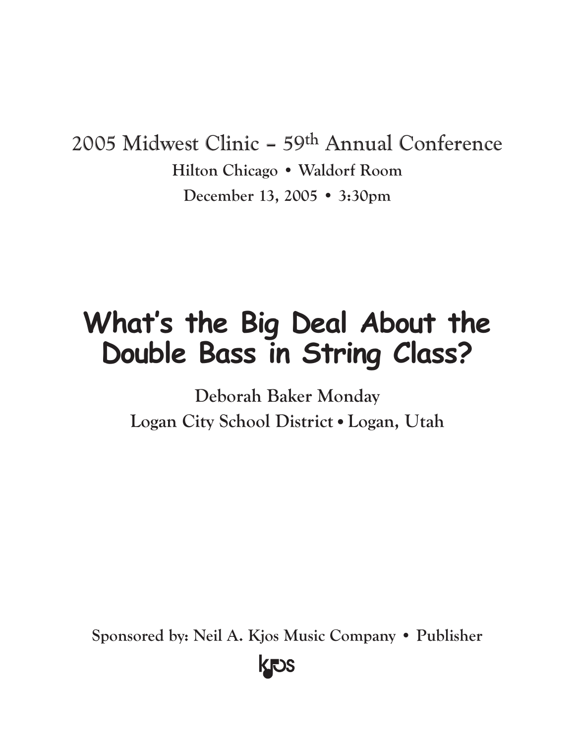2005 Midwest Clinic – 59th Annual Conference

**Hilton Chicago • Waldorf Room**

**December 13, 2005 • 3:30pm**

# What's the Big Deal About the Double Bass in String Class?

**Deborah Baker Monday**

**Logan City School District • Logan, Utah**

**Sponsored by: Neil A. Kjos Music Company • Publisher**

kjos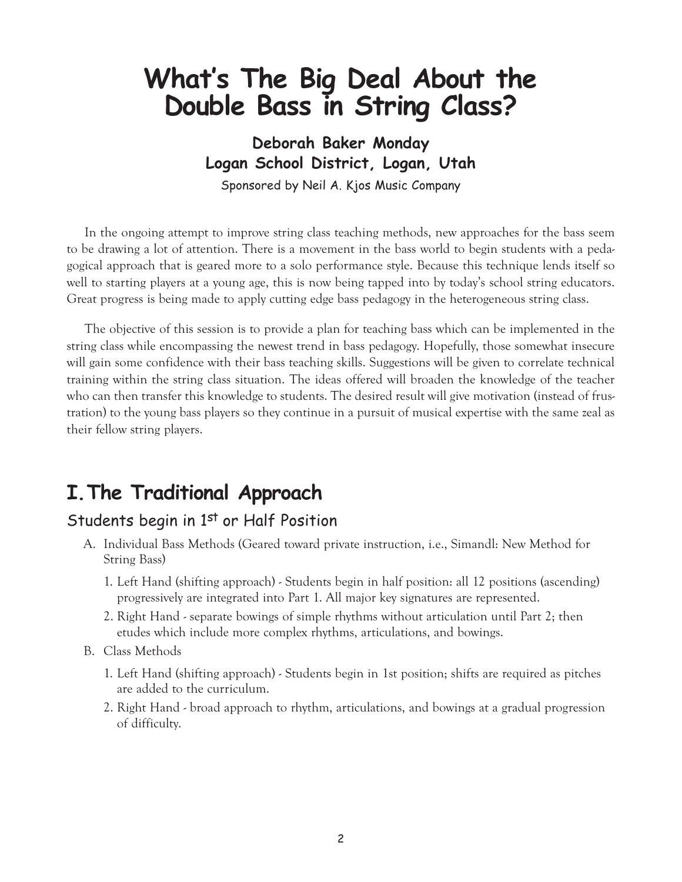# What's The Big Deal About the Double Bass in String Class?

**Deborah Baker Monday**
**Logan School District, Logan, Utah**

Sponsored by Neil A. Kjos Music Company

In the ongoing attempt to improve string class teaching methods, new approaches for the bass seem to be drawing a lot of attention. There is a movement in the bass world to begin students with a pedagogical approach that is geared more to a solo performance style. Because this technique lends itself so well to starting players at a young age, this is now being tapped into by today's school string educators. Great progress is being made to apply cutting edge bass pedagogy in the heterogeneous string class.

The objective of this session is to provide a plan for teaching bass which can be implemented in the string class while encompassing the newest trend in bass pedagogy. Hopefully, those somewhat insecure will gain some confidence with their bass teaching skills. Suggestions will be given to correlate technical training within the string class situation. The ideas offered will broaden the knowledge of the teacher who can then transfer this knowledge to students. The desired result will give motivation (instead of frustration) to the young bass players so they continue in a pursuit of musical expertise with the same zeal as their fellow string players.

## I. The Traditional Approach

### Students begin in 1st or Half Position

A. Individual Bass Methods (Geared toward private instruction, i.e., Simandl: New Method for String Bass)

   1. Left Hand (shifting approach) - Students begin in half position: all 12 positions (ascending) progressively are integrated into Part 1. All major key signatures are represented.
   2. Right Hand - separate bowings of simple rhythms without articulation until Part 2; then etudes which include more complex rhythms, articulations, and bowings.

B. Class Methods

   1. Left Hand (shifting approach) - Students begin in 1st position; shifts are required as pitches are added to the curriculum.
   2. Right Hand - broad approach to rhythm, articulations, and bowings at a gradual progression of difficulty.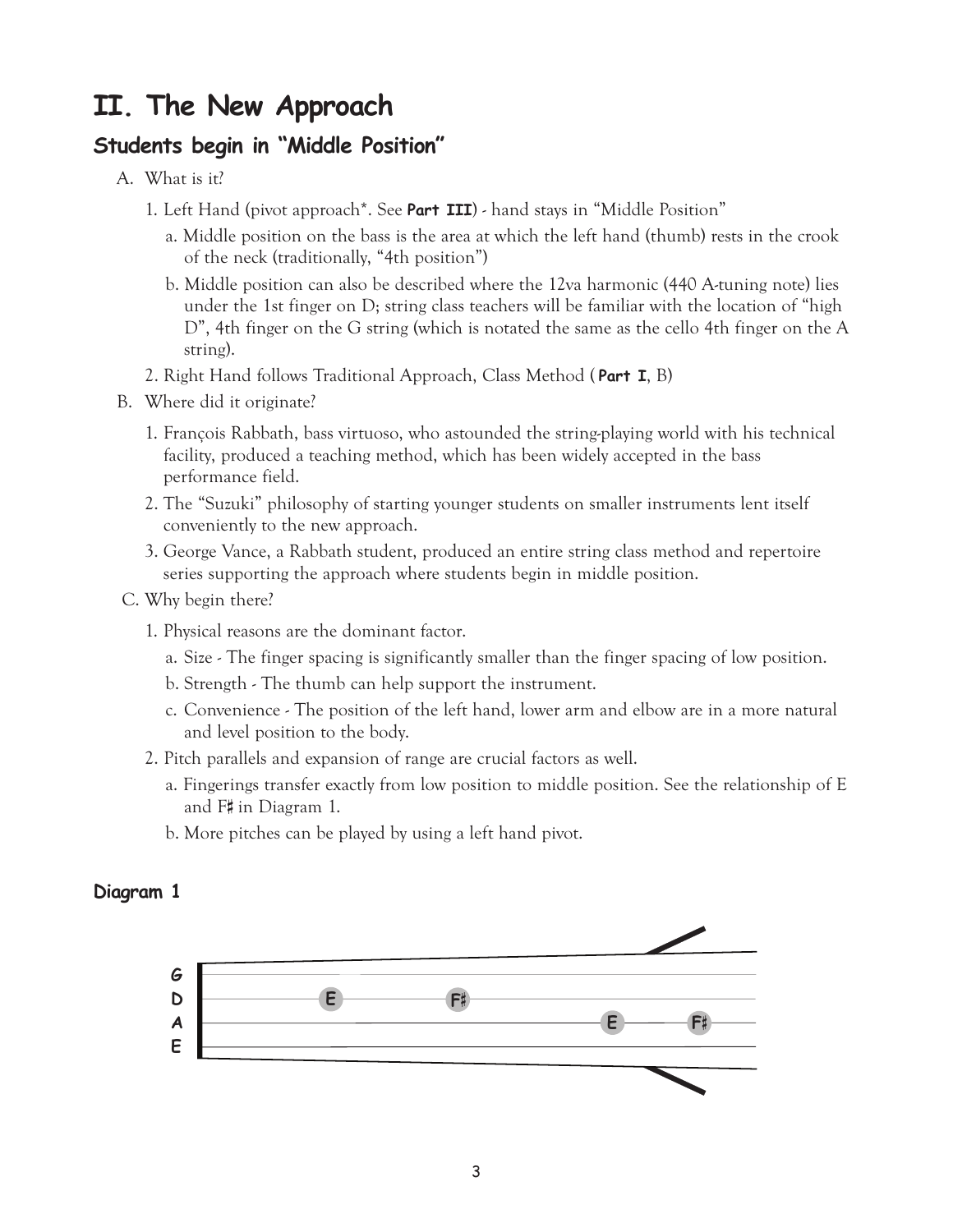# II. The New Approach

## Students begin in "Middle Position"

A. What is it?

1. Left Hand (pivot approach*. See **Part III**) - hand stays in "Middle Position"
   a. Middle position on the bass is the area at which the left hand (thumb) rests in the crook of the neck (traditionally, "4th position")
   b. Middle position can also be described where the 12va harmonic (440 A-tuning note) lies under the 1st finger on D; string class teachers will be familiar with the location of "high D", 4th finger on the G string (which is notated the same as the cello 4th finger on the A string).
2. Right Hand follows Traditional Approach, Class Method ( **Part I**, B)

B. Where did it originate?

1. François Rabbath, bass virtuoso, who astounded the string-playing world with his technical facility, produced a teaching method, which has been widely accepted in the bass performance field.
2. The "Suzuki" philosophy of starting younger students on smaller instruments lent itself conveniently to the new approach.
3. George Vance, a Rabbath student, produced an entire string class method and repertoire series supporting the approach where students begin in middle position.

C. Why begin there?

1. Physical reasons are the dominant factor.
   a. Size - The finger spacing is significantly smaller than the finger spacing of low position.
   b. Strength - The thumb can help support the instrument.
   c. Convenience - The position of the left hand, lower arm and elbow are in a more natural and level position to the body.
2. Pitch parallels and expansion of range are crucial factors as well.
   a. Fingerings transfer exactly from low position to middle position. See the relationship of E and F♯ in Diagram 1.
   b. More pitches can be played by using a left hand pivot.

**Diagram 1**

G
D — E — F♯
A — E — F♯
E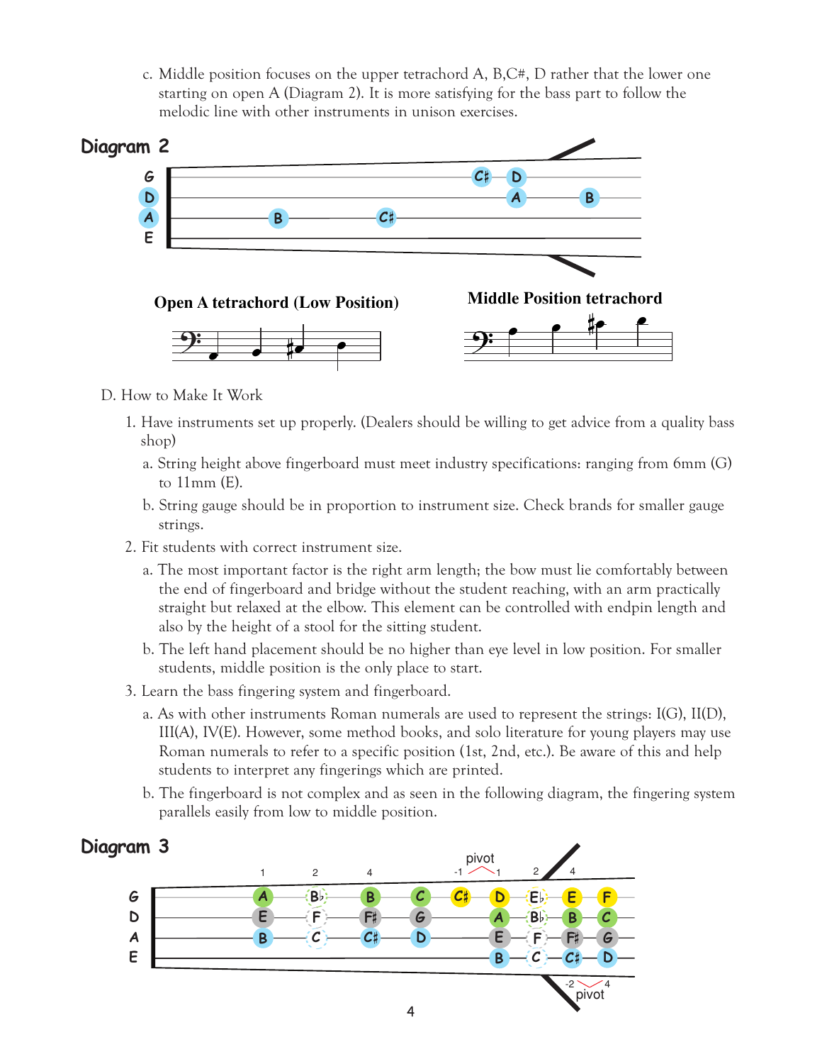c. Middle position focuses on the upper tetrachord A, B,C#, D rather that the lower one starting on open A (Diagram 2). It is more satisfying for the bass part to follow the melodic line with other instruments in unison exercises.

**Diagram 2**

**Open A tetrachord (Low Position)**

**Middle Position tetrachord**

D. How to Make It Work

1. Have instruments set up properly. (Dealers should be willing to get advice from a quality bass shop)
   - a. String height above fingerboard must meet industry specifications: ranging from 6mm (G) to 11mm (E).
   - b. String gauge should be in proportion to instrument size. Check brands for smaller gauge strings.
2. Fit students with correct instrument size.
   - a. The most important factor is the right arm length; the bow must lie comfortably between the end of fingerboard and bridge without the student reaching, with an arm practically straight but relaxed at the elbow. This element can be controlled with endpin length and also by the height of a stool for the sitting student.
   - b. The left hand placement should be no higher than eye level in low position. For smaller students, middle position is the only place to start.
3. Learn the bass fingering system and fingerboard.
   - a. As with other instruments Roman numerals are used to represent the strings: I(G), II(D), III(A), IV(E). However, some method books, and solo literature for young players may use Roman numerals to refer to a specific position (1st, 2nd, etc.). Be aware of this and help students to interpret any fingerings which are printed.
   - b. The fingerboard is not complex and as seen in the following diagram, the fingering system parallels easily from low to middle position.

**Diagram 3**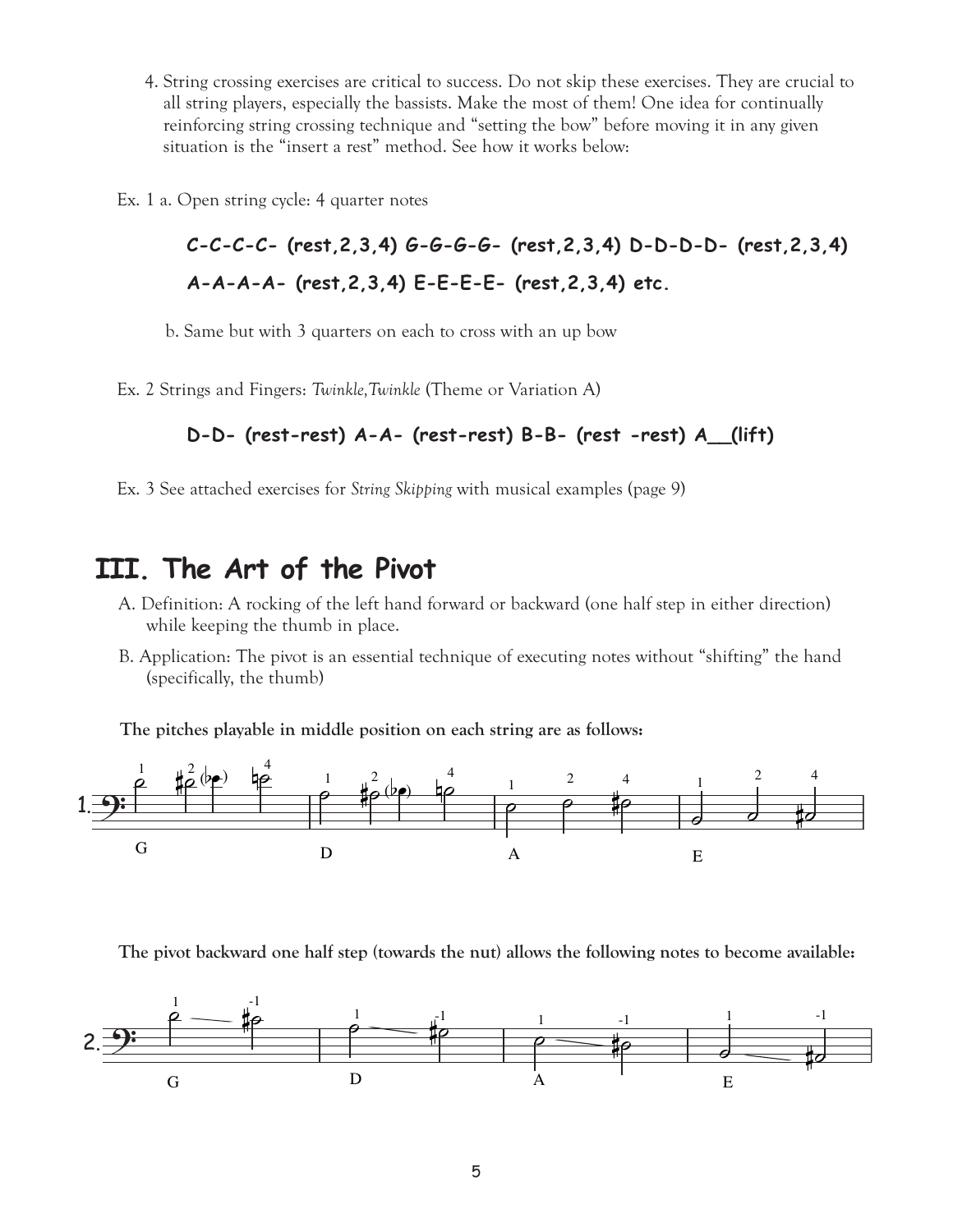4. String crossing exercises are critical to success. Do not skip these exercises. They are crucial to all string players, especially the bassists. Make the most of them! One idea for continually reinforcing string crossing technique and "setting the bow" before moving it in any given situation is the "insert a rest" method. See how it works below:

Ex. 1 a. Open string cycle: 4 quarter notes

**C-C-C-C- (rest,2,3,4) G-G-G-G- (rest,2,3,4) D-D-D-D- (rest,2,3,4)**

**A-A-A-A- (rest,2,3,4) E-E-E-E- (rest,2,3,4) etc.**

b. Same but with 3 quarters on each to cross with an up bow

Ex. 2 Strings and Fingers: *Twinkle,Twinkle* (Theme or Variation A)

**D-D- (rest-rest) A-A- (rest-rest) B-B- (rest -rest) A__(lift)**

Ex. 3 See attached exercises for *String Skipping* with musical examples (page 9)

# III. The Art of the Pivot

A. Definition: A rocking of the left hand forward or backward (one half step in either direction) while keeping the thumb in place.

B. Application: The pivot is an essential technique of executing notes without "shifting" the hand (specifically, the thumb)

**The pitches playable in middle position on each string are as follows:**

1. G D A E

**The pivot backward one half step (towards the nut) allows the following notes to become available:**

2. G D A E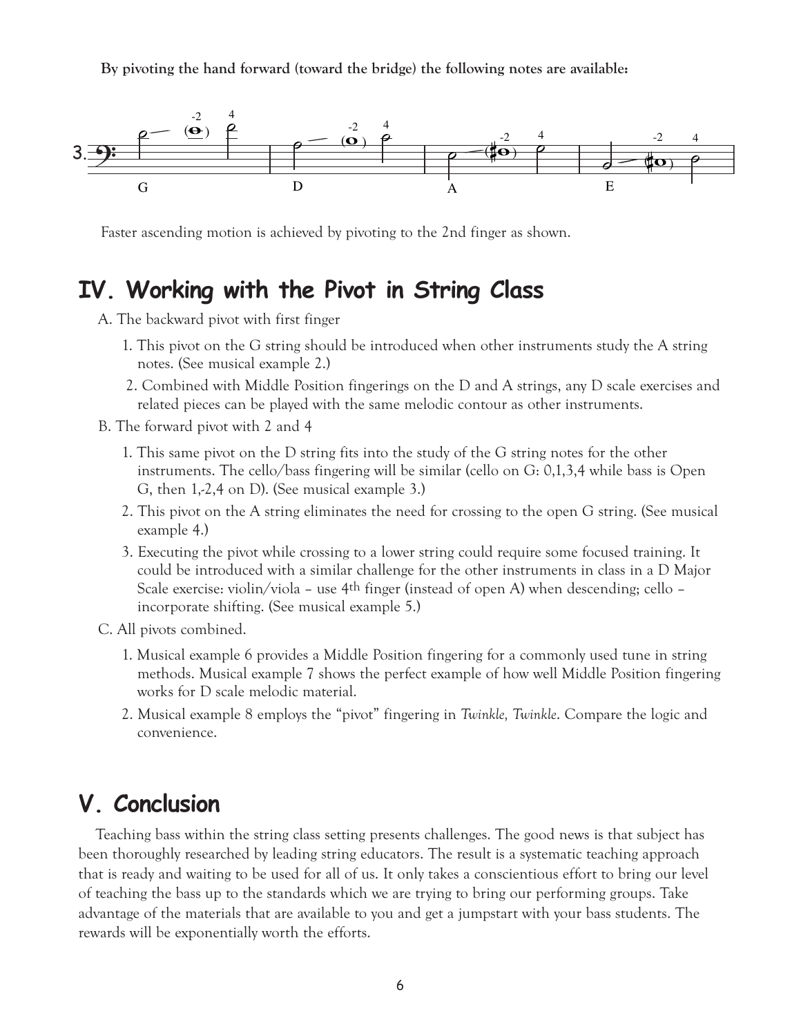**By pivoting the hand forward (toward the bridge) the following notes are available:**

3. G D A E

Faster ascending motion is achieved by pivoting to the 2nd finger as shown.

## IV. Working with the Pivot in String Class

A. The backward pivot with first finger

1. This pivot on the G string should be introduced when other instruments study the A string notes. (See musical example 2.)
2. Combined with Middle Position fingerings on the D and A strings, any D scale exercises and related pieces can be played with the same melodic contour as other instruments.

B. The forward pivot with 2 and 4

1. This same pivot on the D string fits into the study of the G string notes for the other instruments. The cello/bass fingering will be similar (cello on G: 0,1,3,4 while bass is Open G, then 1,-2,4 on D). (See musical example 3.)
2. This pivot on the A string eliminates the need for crossing to the open G string. (See musical example 4.)
3. Executing the pivot while crossing to a lower string could require some focused training. It could be introduced with a similar challenge for the other instruments in class in a D Major Scale exercise: violin/viola – use 4th finger (instead of open A) when descending; cello – incorporate shifting. (See musical example 5.)

C. All pivots combined.

1. Musical example 6 provides a Middle Position fingering for a commonly used tune in string methods. Musical example 7 shows the perfect example of how well Middle Position fingering works for D scale melodic material.
2. Musical example 8 employs the "pivot" fingering in *Twinkle, Twinkle*. Compare the logic and convenience.

## V. Conclusion

Teaching bass within the string class setting presents challenges. The good news is that subject has been thoroughly researched by leading string educators. The result is a systematic teaching approach that is ready and waiting to be used for all of us. It only takes a conscientious effort to bring our level of teaching the bass up to the standards which we are trying to bring our performing groups. Take advantage of the materials that are available to you and get a jumpstart with your bass students. The rewards will be exponentially worth the efforts.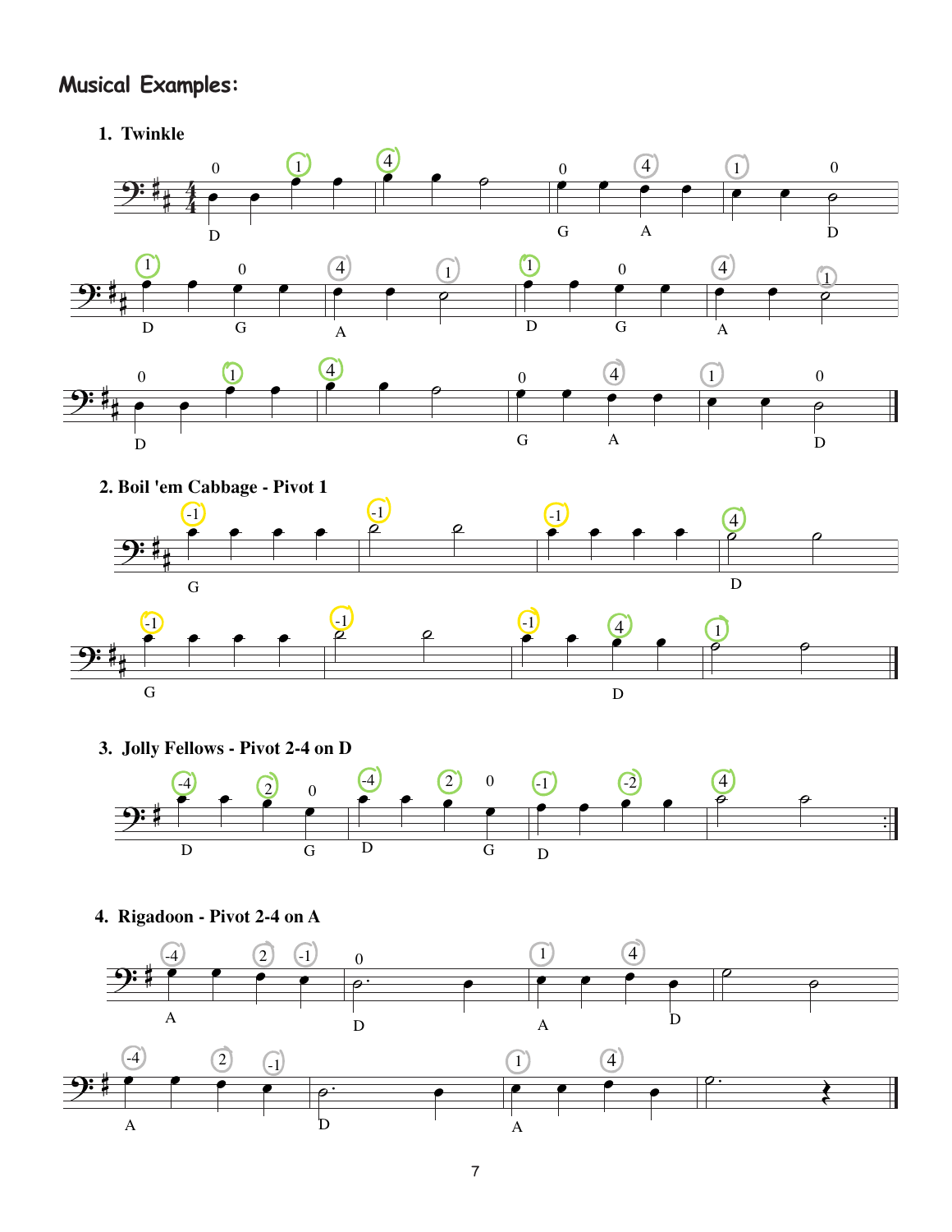## Musical Examples:

### 1. Twinkle

### 2. Boil 'em Cabbage - Pivot 1

### 3. Jolly Fellows - Pivot 2-4 on D

### 4. Rigadoon - Pivot 2-4 on A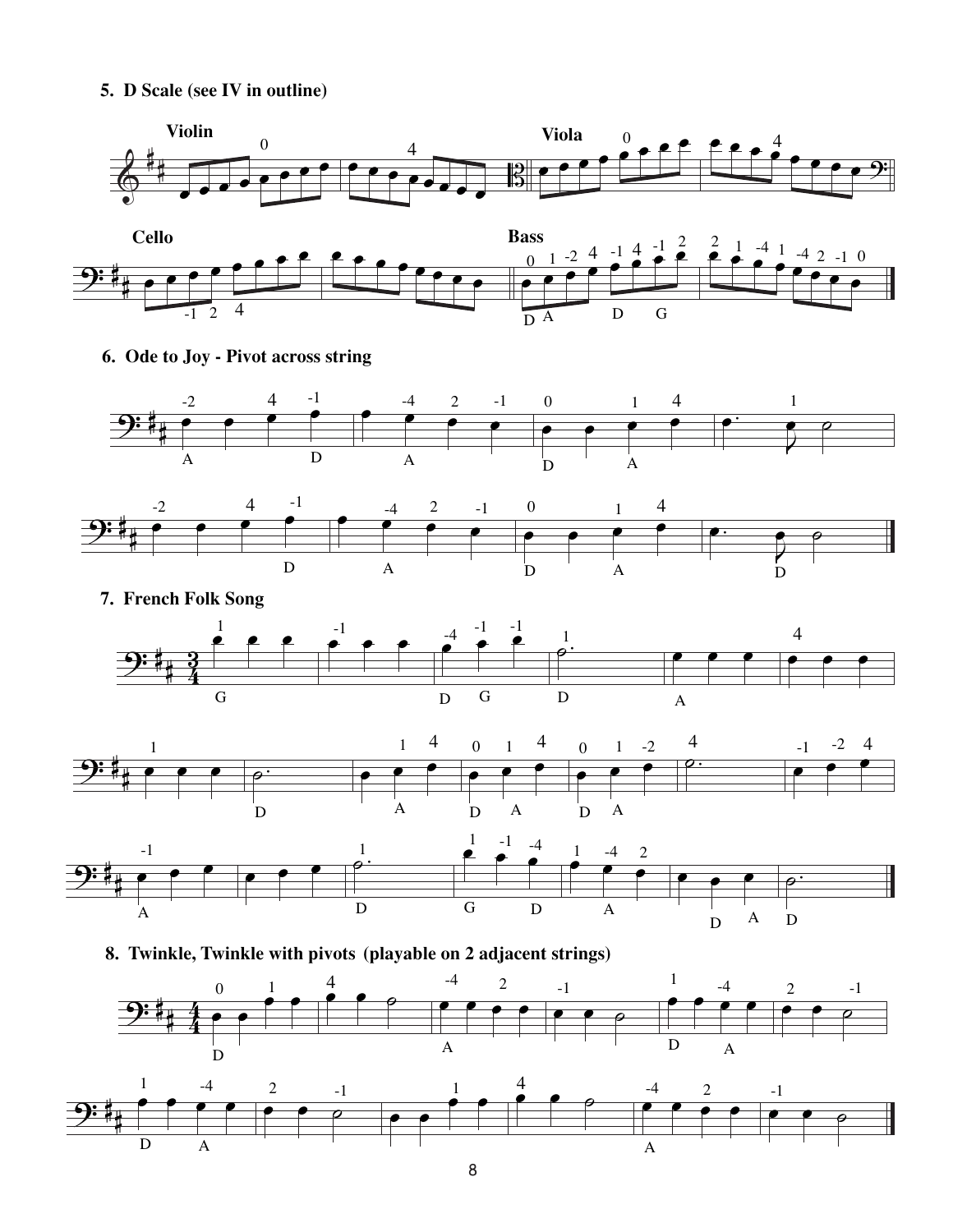**5. D Scale (see IV in outline)**

**6. Ode to Joy - Pivot across string**

**7. French Folk Song**

**8. Twinkle, Twinkle with pivots (playable on 2 adjacent strings)**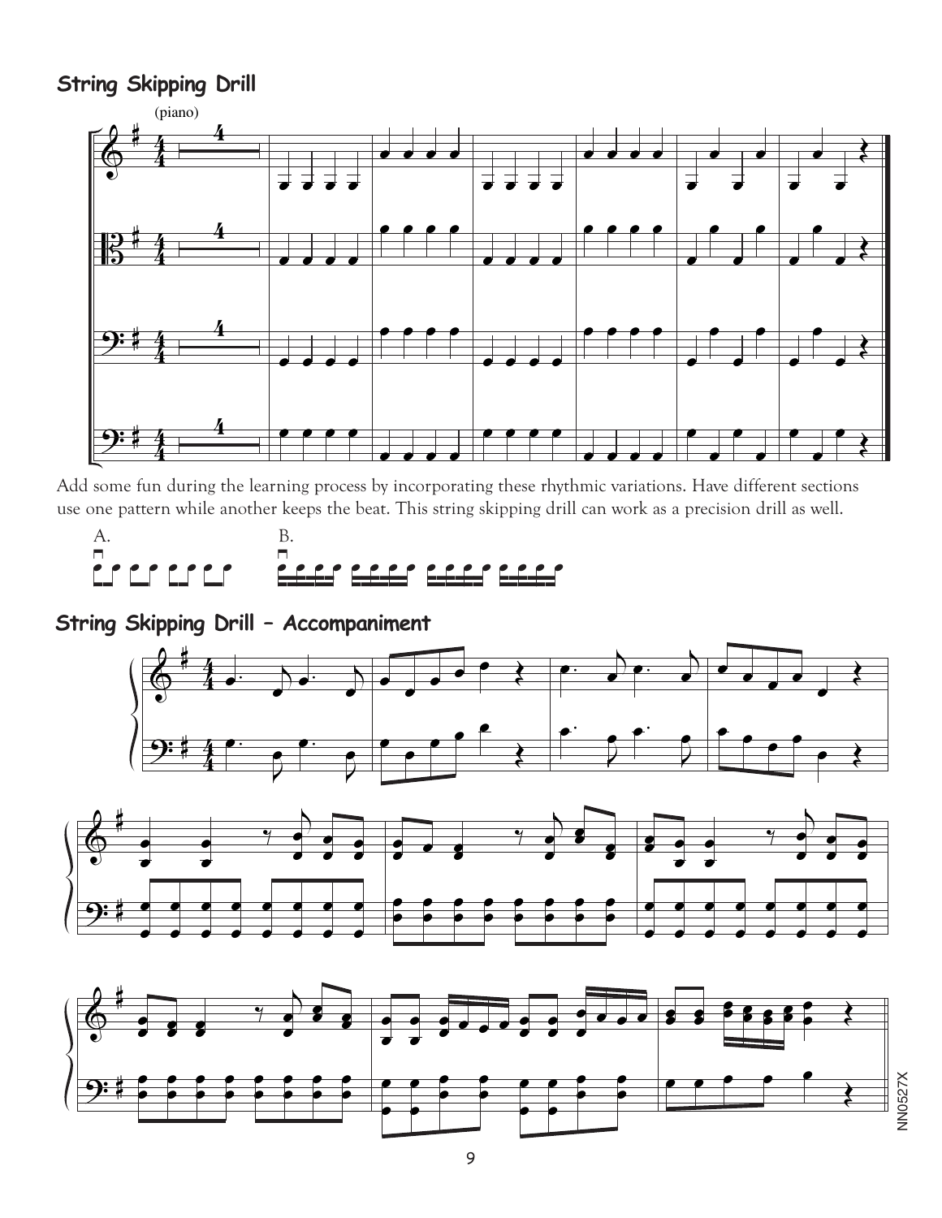## String Skipping Drill

(piano)

Add some fun during the learning process by incorporating these rhythmic variations. Have different sections use one pattern while another keeps the beat. This string skipping drill can work as a precision drill as well.

A.

B.

## String Skipping Drill – Accompaniment